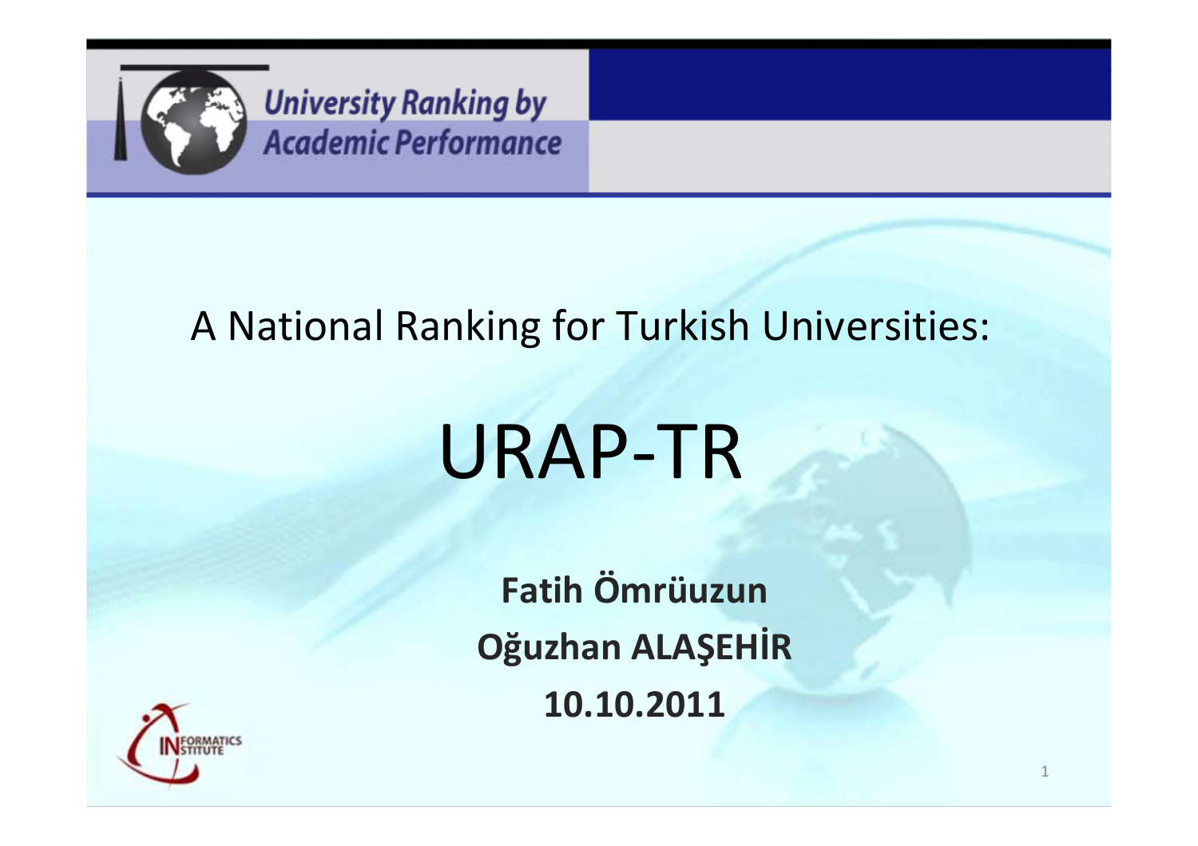University Ranking by Academic Performance

A National Ranking for Turkish Universities:

# URAP-TR

**Fatih Ömrüuzun**

**Oğuzhan ALAŞEHİR**

**10.10.2011**

INFORMATICS INSTITUTE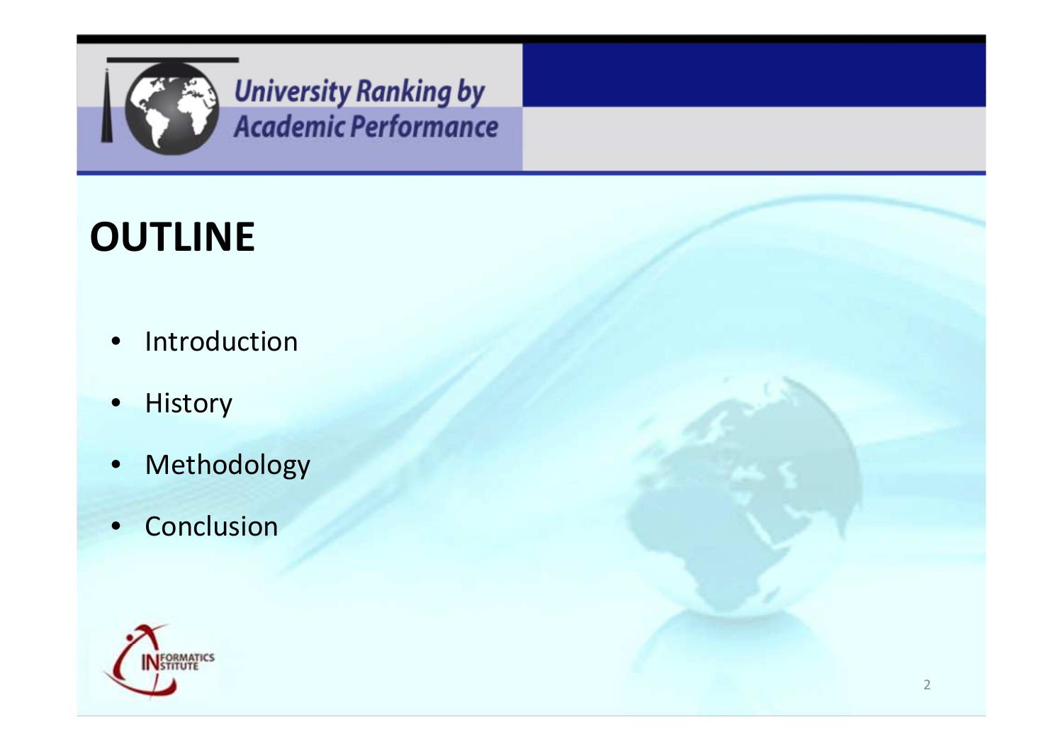# OUTLINE

- Introduction
- History
- Methodology
- Conclusion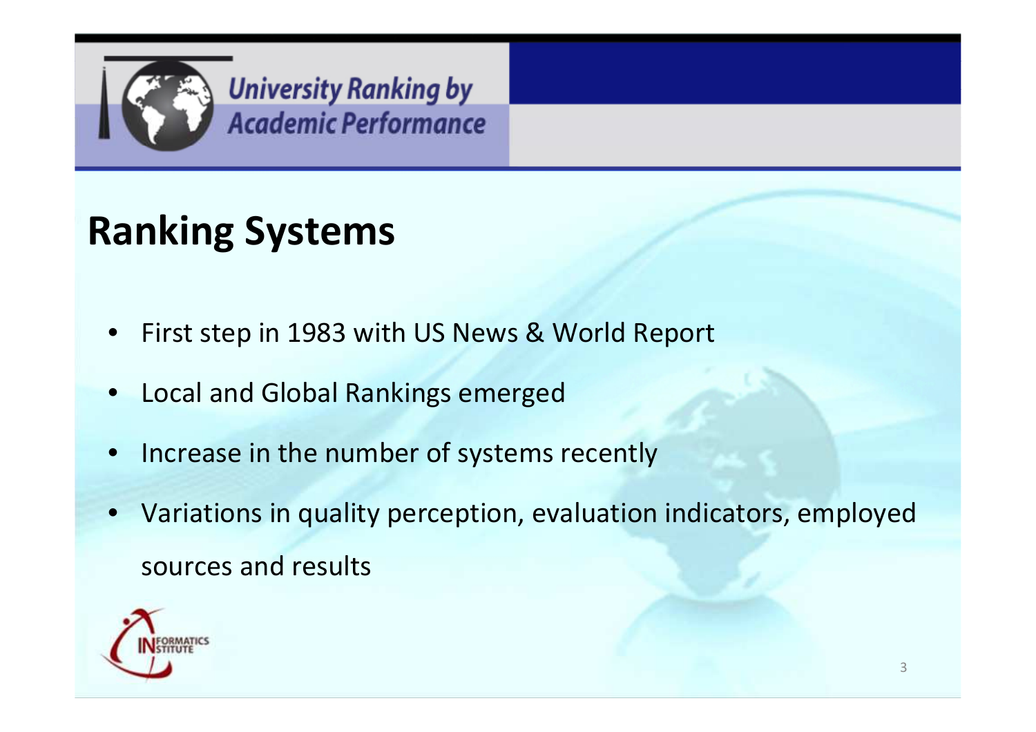## Ranking Systems

- First step in 1983 with US News & World Report
- Local and Global Rankings emerged
- Increase in the number of systems recently
- Variations in quality perception, evaluation indicators, employed sources and results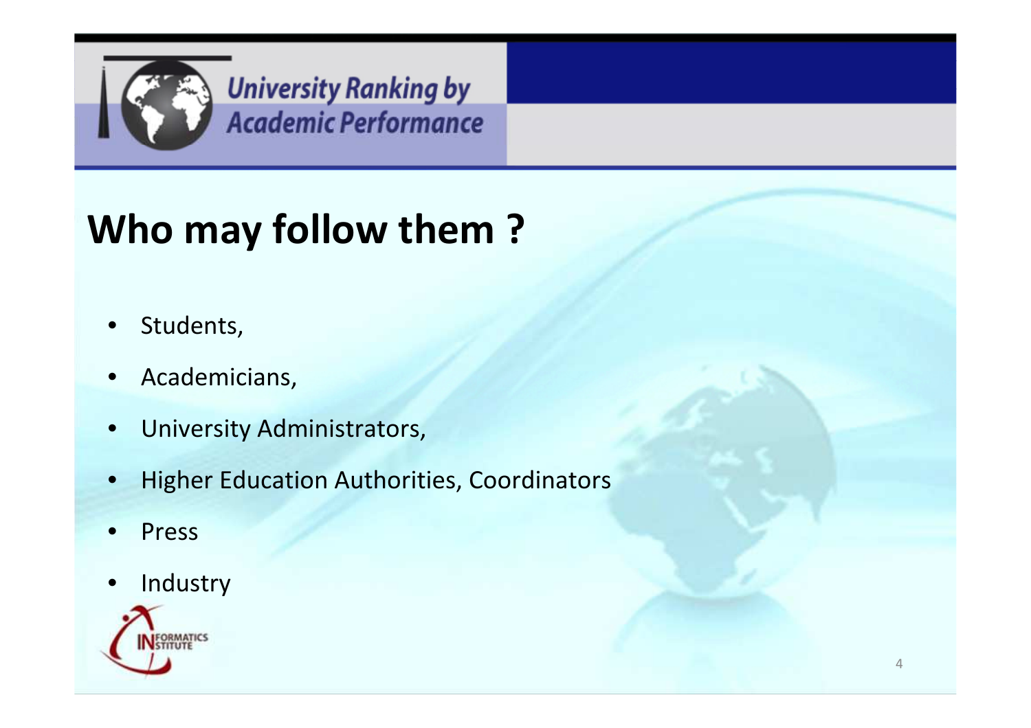# Who may follow them ?

- Students,
- Academicians,
- University Administrators,
- Higher Education Authorities, Coordinators
- Press
- Industry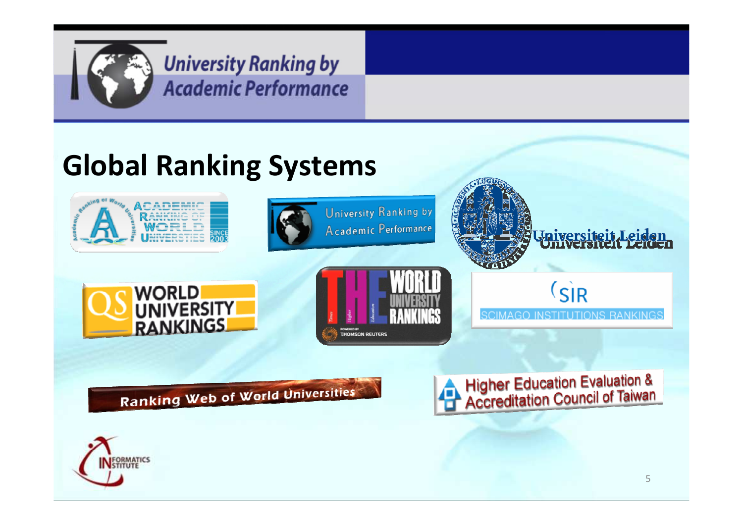# Global Ranking Systems

- Academic Ranking of World Universities (since 2003)
- University Ranking by Academic Performance
- Universiteit Leiden
- QS World University Rankings
- THE World University Rankings (Times Higher Education, powered by Thomson Reuters)
- SIR – SCIMAGO Institutions Rankings
- Ranking Web of World Universities
- Higher Education Evaluation & Accreditation Council of Taiwan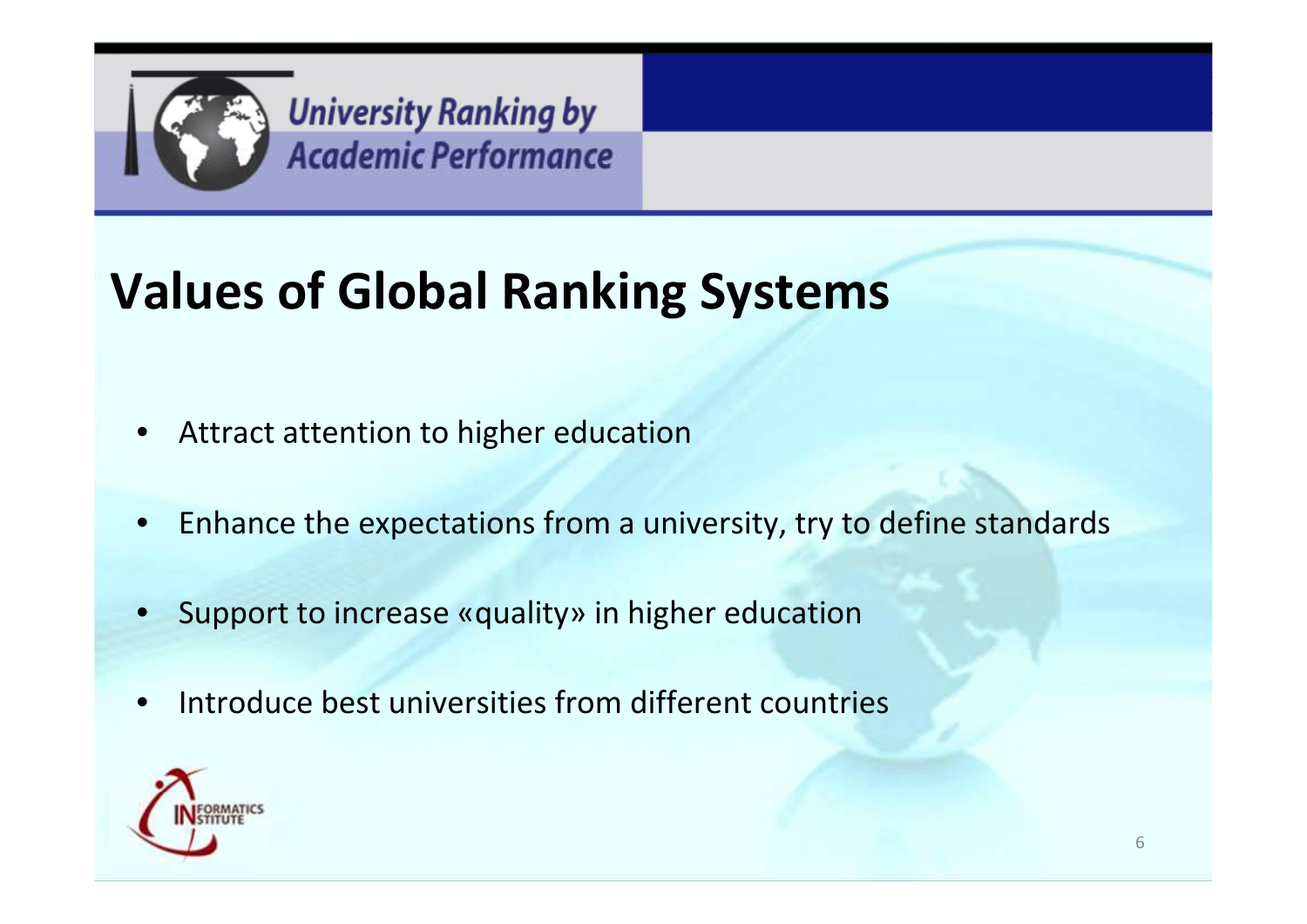# Values of Global Ranking Systems

- Attract attention to higher education
- Enhance the expectations from a university, try to define standards
- Support to increase «quality» in higher education
- Introduce best universities from different countries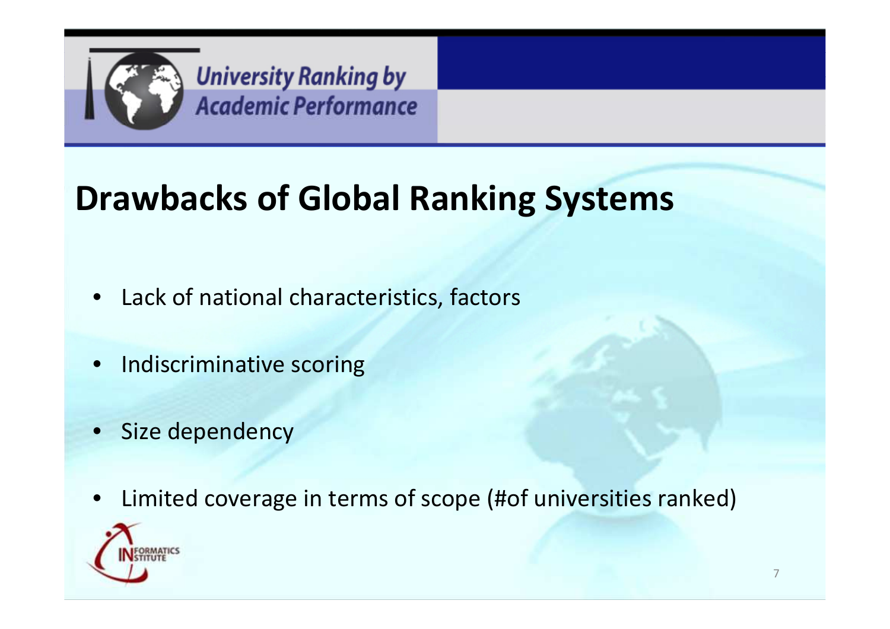## Drawbacks of Global Ranking Systems

- Lack of national characteristics, factors
- Indiscriminative scoring
- Size dependency
- Limited coverage in terms of scope (#of universities ranked)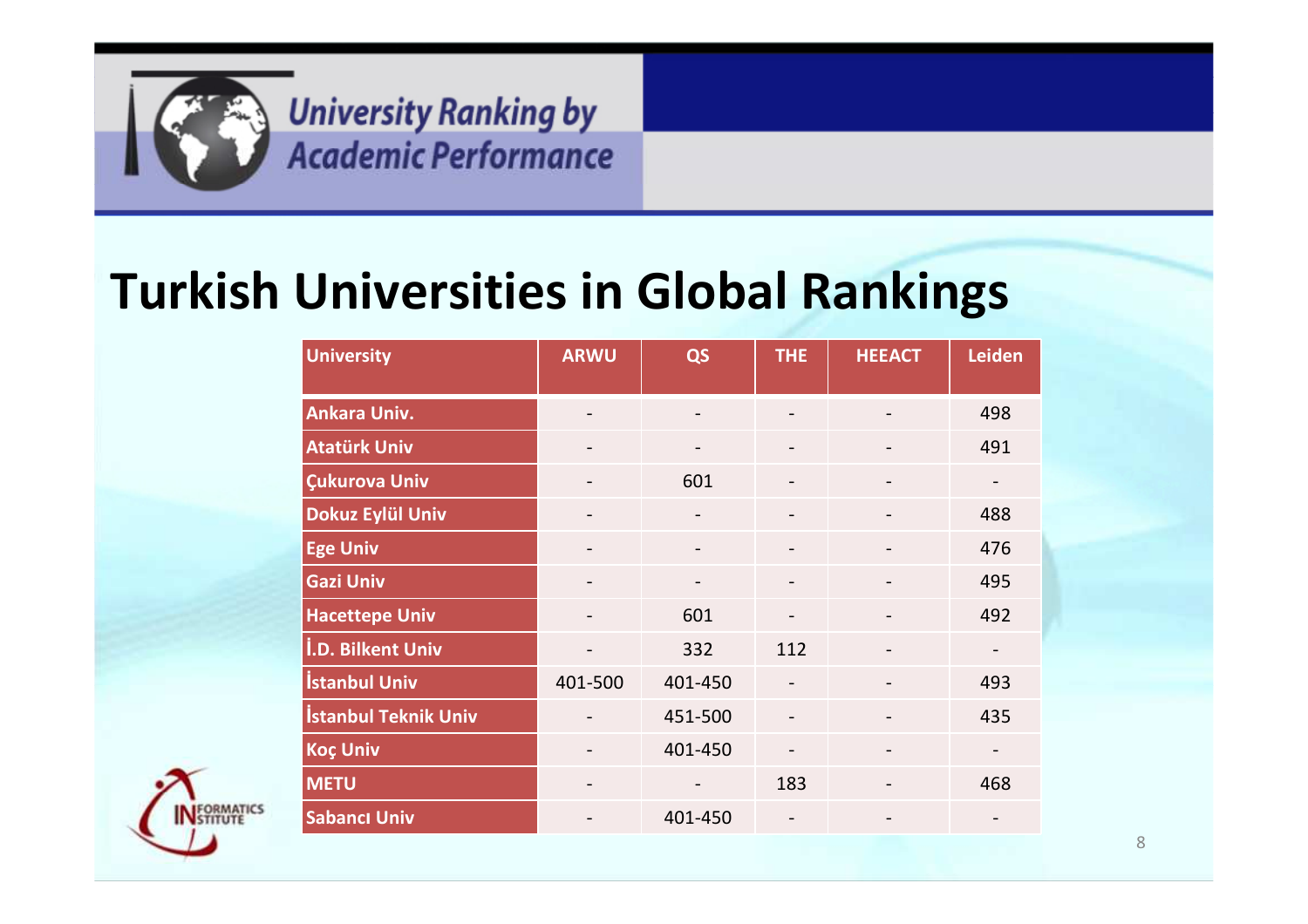University Ranking by Academic Performance

# Turkish Universities in Global Rankings

| University | ARWU | QS | THE | HEEACT | Leiden |
|---|---|---|---|---|---|
| Ankara Univ. | - | - | - | - | 498 |
| Atatürk Univ | - | - | - | - | 491 |
| Çukurova Univ | - | 601 | - | - | - |
| Dokuz Eylül Univ | - | - | - | - | 488 |
| Ege Univ | - | - | - | - | 476 |
| Gazi Univ | - | - | - | - | 495 |
| Hacettepe Univ | - | 601 | - | - | 492 |
| İ.D. Bilkent Univ | - | 332 | 112 | - | - |
| İstanbul Univ | 401-500 | 401-450 | - | - | 493 |
| İstanbul Teknik Univ | - | 451-500 | - | - | 435 |
| Koç Univ | - | 401-450 | - | - | - |
| METU | - | - | 183 | - | 468 |
| Sabancı Univ | - | 401-450 | - | - | - |

INFORMATICS INSTITUTE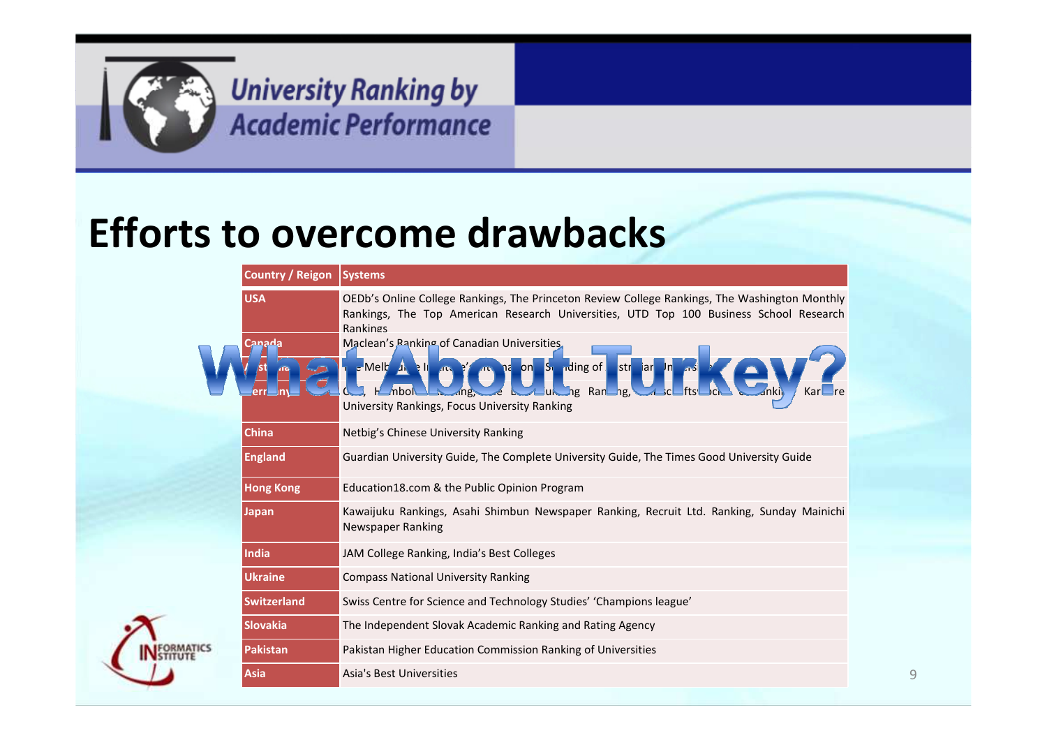## University Ranking by Academic Performance

# Efforts to overcome drawbacks

| Country / Reigon | Systems |
|---|---|
| USA | OEDb's Online College Rankings, The Princeton Review College Rankings, The Washington Monthly Rankings, The Top American Research Universities, UTD Top 100 Business School Research Rankings |
| Canada | Maclean's Ranking of Canadian Universities |
| Australia | The Melbourne Institute's International Standing of Australian Universities |
| Germany | CHE, Humboldt Ranking, ... Ranking, ... University Rankings, Focus University Ranking |
| China | Netbig's Chinese University Ranking |
| England | Guardian University Guide, The Complete University Guide, The Times Good University Guide |
| Hong Kong | Education18.com & the Public Opinion Program |
| Japan | Kawaijuku Rankings, Asahi Shimbun Newspaper Ranking, Recruit Ltd. Ranking, Sunday Mainichi Newspaper Ranking |
| India | JAM College Ranking, India's Best Colleges |
| Ukraine | Compass National University Ranking |
| Switzerland | Swiss Centre for Science and Technology Studies' 'Champions league' |
| Slovakia | The Independent Slovak Academic Ranking and Rating Agency |
| Pakistan | Pakistan Higher Education Commission Ranking of Universities |
| Asia | Asia's Best Universities |

**What About Turkey?**

INFORMATICS INSTITUTE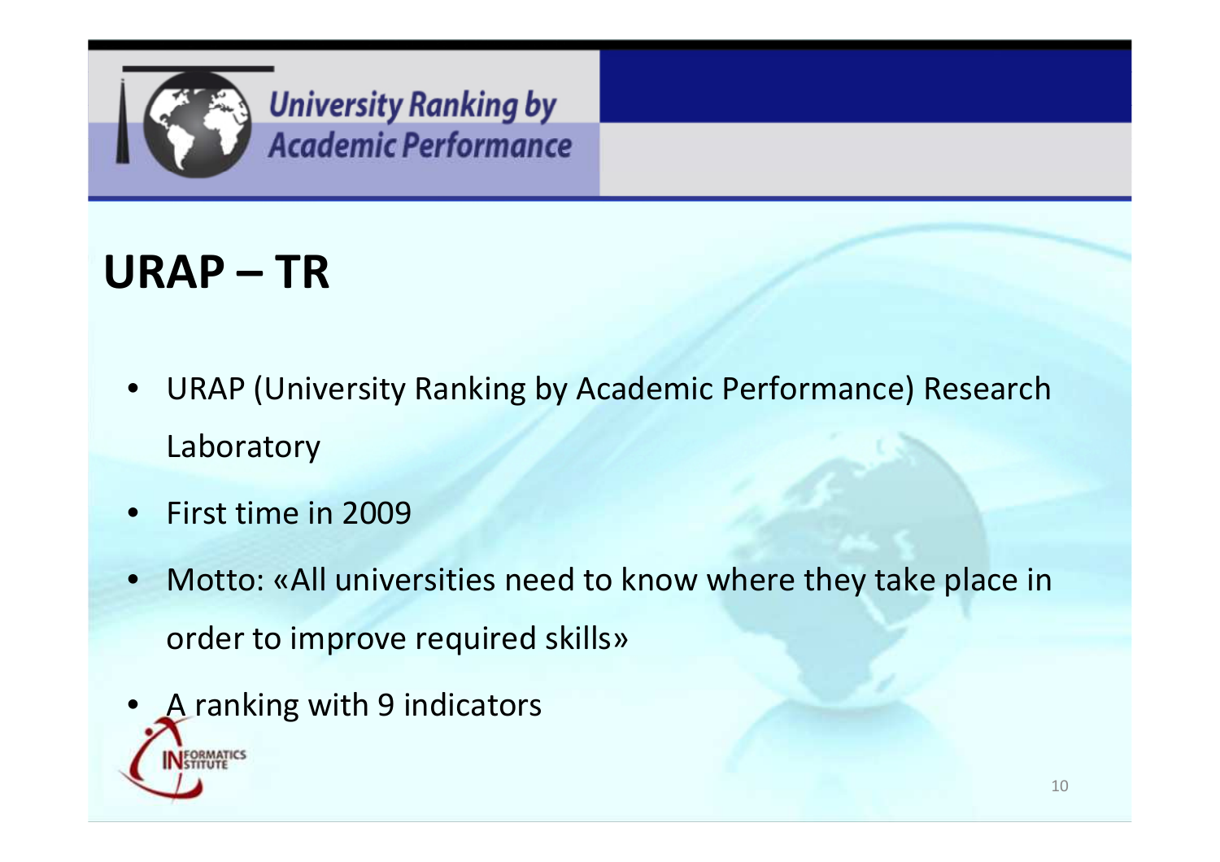# URAP – TR

- URAP (University Ranking by Academic Performance) Research Laboratory
- First time in 2009
- Motto: «All universities need to know where they take place in order to improve required skills»
- A ranking with 9 indicators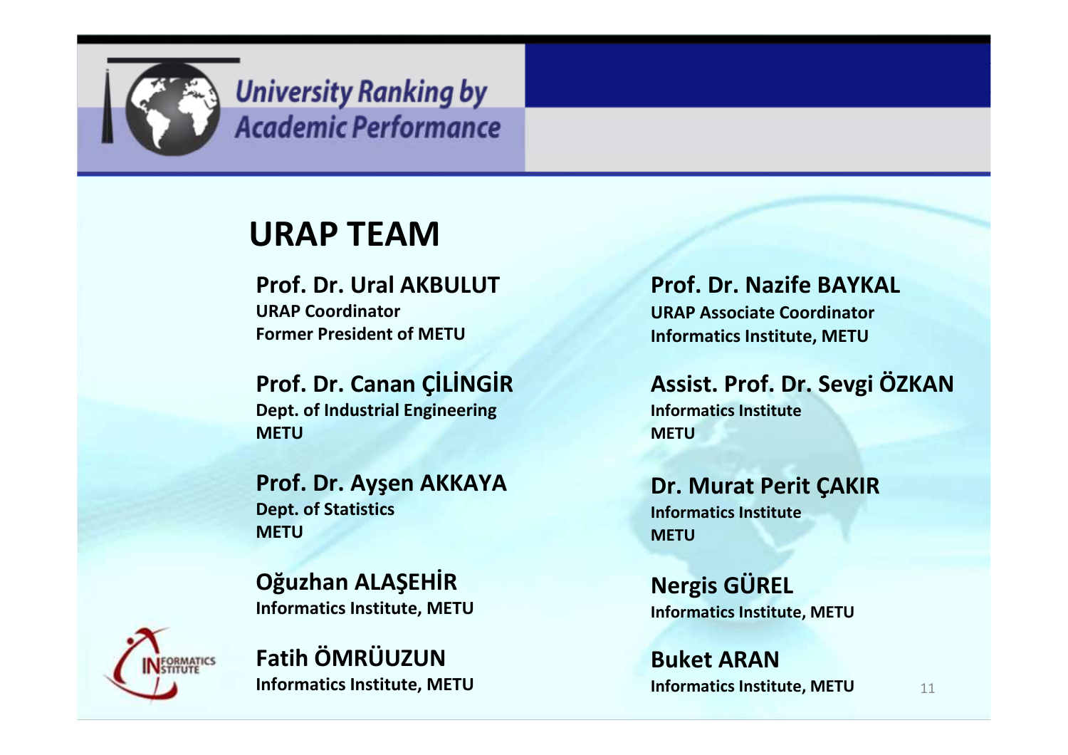# URAP TEAM

**Prof. Dr. Ural AKBULUT**
**URAP Coordinator**
**Former President of METU**

**Prof. Dr. Canan ÇİLİNGİR**
**Dept. of Industrial Engineering**
**METU**

**Prof. Dr. Ayşen AKKAYA**
**Dept. of Statistics**
**METU**

**Oğuzhan ALAŞEHİR**
**Informatics Institute, METU**

**Fatih ÖMRÜUZUN**
**Informatics Institute, METU**

**Prof. Dr. Nazife BAYKAL**
**URAP Associate Coordinator**
**Informatics Institute, METU**

**Assist. Prof. Dr. Sevgi ÖZKAN**
**Informatics Institute**
**METU**

**Dr. Murat Perit ÇAKIR**
**Informatics Institute**
**METU**

**Nergis GÜREL**
**Informatics Institute, METU**

**Buket ARAN**
**Informatics Institute, METU**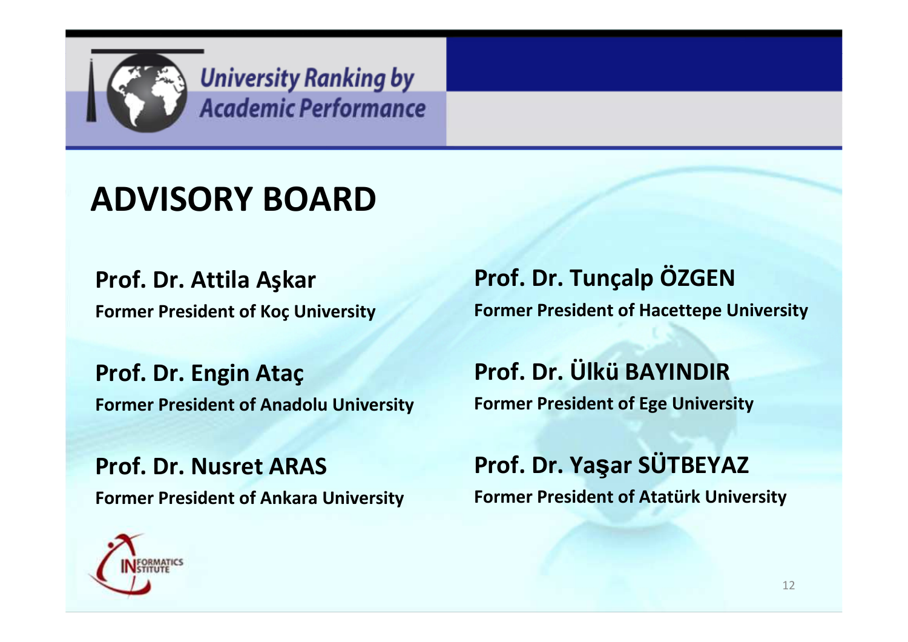# ADVISORY BOARD

**Prof. Dr. Attila Aşkar**
**Former President of Koç University**

**Prof. Dr. Engin Ataç**
**Former President of Anadolu University**

**Prof. Dr. Nusret ARAS**
**Former President of Ankara University**

**Prof. Dr. Tunçalp ÖZGEN**
**Former President of Hacettepe University**

**Prof. Dr. Ülkü BAYINDIR**
**Former President of Ege University**

**Prof. Dr. Yaşar SÜTBEYAZ**
**Former President of Atatürk University**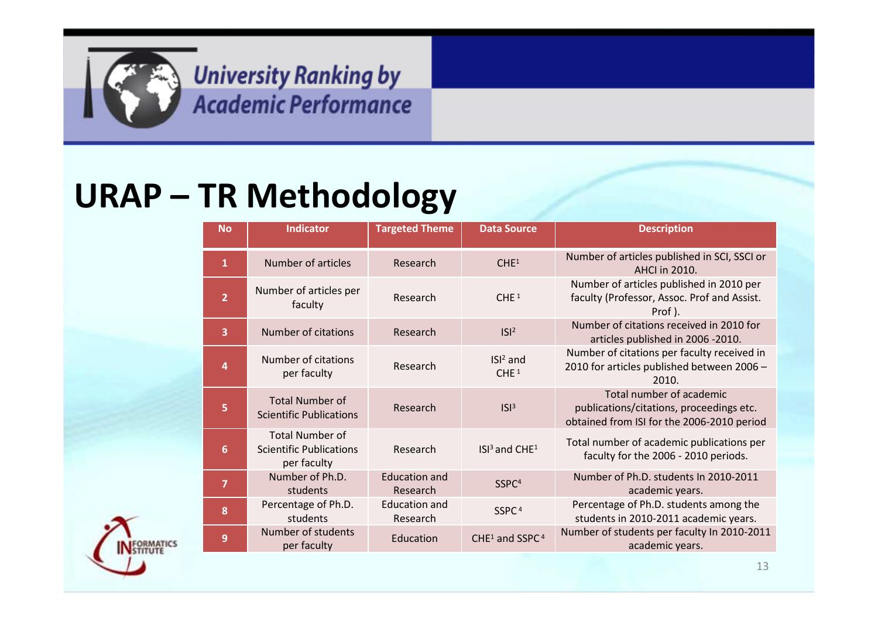University Ranking by Academic Performance

# URAP – TR Methodology

| No | Indicator | Targeted Theme | Data Source | Description |
|---|---|---|---|---|
| 1 | Number of articles | Research | CHE[1] | Number of articles published in SCI, SSCI or AHCI in 2010. |
| 2 | Number of articles per faculty | Research | CHE [1] | Number of articles published in 2010 per faculty (Professor, Assoc. Prof and Assist. Prof ). |
| 3 | Number of citations | Research | ISI[2] | Number of citations received in 2010 for articles published in 2006 -2010. |
| 4 | Number of citations per faculty | Research | ISI[2] and CHE [1] | Number of citations per faculty received in 2010 for articles published between 2006 – 2010. |
| 5 | Total Number of Scientific Publications | Research | ISI[3] | Total number of academic publications/citations, proceedings etc. obtained from ISI for the 2006-2010 period |
| 6 | Total Number of Scientific Publications per faculty | Research | ISI[3] and CHE[1] | Total number of academic publications per faculty for the 2006 - 2010 periods. |
| 7 | Number of Ph.D. students | Education and Research | SSPC[4] | Number of Ph.D. students In 2010-2011 academic years. |
| 8 | Percentage of Ph.D. students | Education and Research | SSPC [4] | Percentage of Ph.D. students among the students in 2010-2011 academic years. |
| 9 | Number of students per faculty | Education | CHE[1] and SSPC [4] | Number of students per faculty In 2010-2011 academic years. |

INFORMATICS INSTITUTE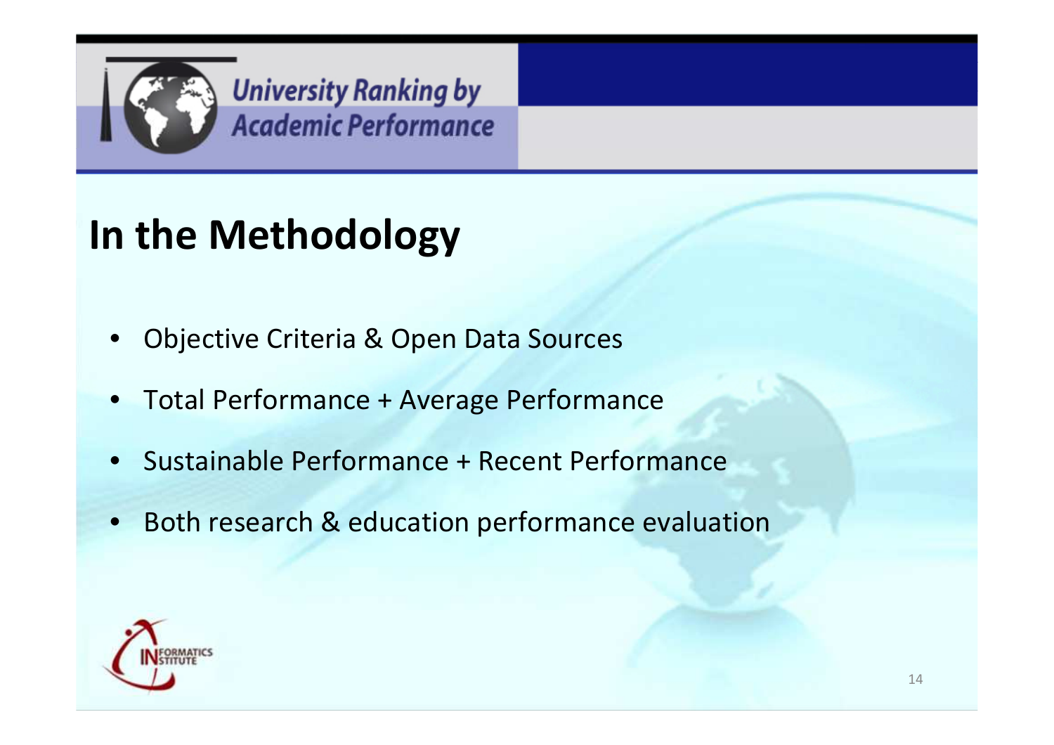# In the Methodology

- Objective Criteria & Open Data Sources
- Total Performance + Average Performance
- Sustainable Performance + Recent Performance
- Both research & education performance evaluation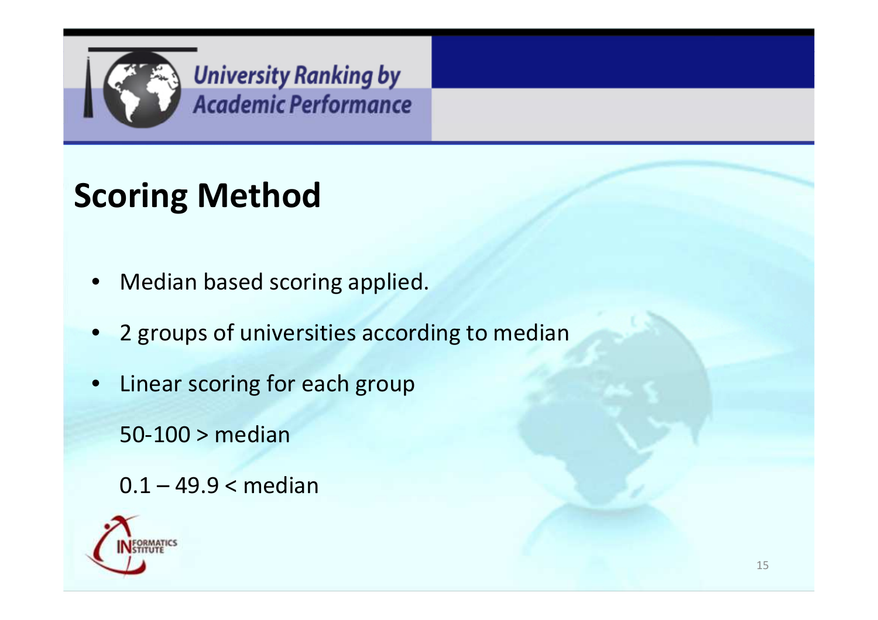## Scoring Method

- Median based scoring applied.
- 2 groups of universities according to median
- Linear scoring for each group

  50-100 > median

  0.1 – 49.9 < median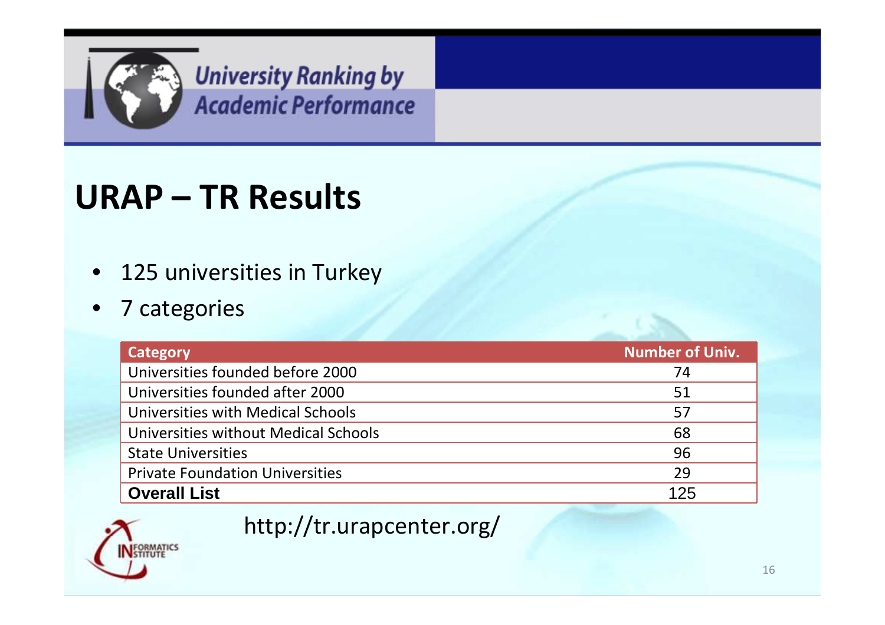University Ranking by Academic Performance

# URAP – TR Results

- 125 universities in Turkey
- 7 categories

| Category | Number of Univ. |
|---|---|
| Universities founded before 2000 | 74 |
| Universities founded after 2000 | 51 |
| Universities with Medical Schools | 57 |
| Universities without Medical Schools | 68 |
| State Universities | 96 |
| Private Foundation Universities | 29 |
| **Overall List** | 125 |

http://tr.urapcenter.org/

INFORMATICS INSTITUTE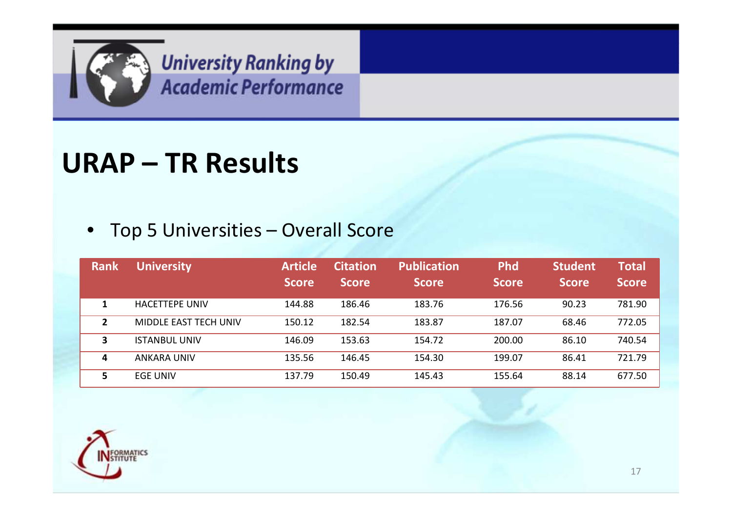# URAP – TR Results

- Top 5 Universities – Overall Score

| Rank | University | Article Score | Citation Score | Publication Score | Phd Score | Student Score | Total Score |
|---|---|---|---|---|---|---|---|
| 1 | HACETTEPE UNIV | 144.88 | 186.46 | 183.76 | 176.56 | 90.23 | 781.90 |
| 2 | MIDDLE EAST TECH UNIV | 150.12 | 182.54 | 183.87 | 187.07 | 68.46 | 772.05 |
| 3 | ISTANBUL UNIV | 146.09 | 153.63 | 154.72 | 200.00 | 86.10 | 740.54 |
| 4 | ANKARA UNIV | 135.56 | 146.45 | 154.30 | 199.07 | 86.41 | 721.79 |
| 5 | EGE UNIV | 137.79 | 150.49 | 145.43 | 155.64 | 88.14 | 677.50 |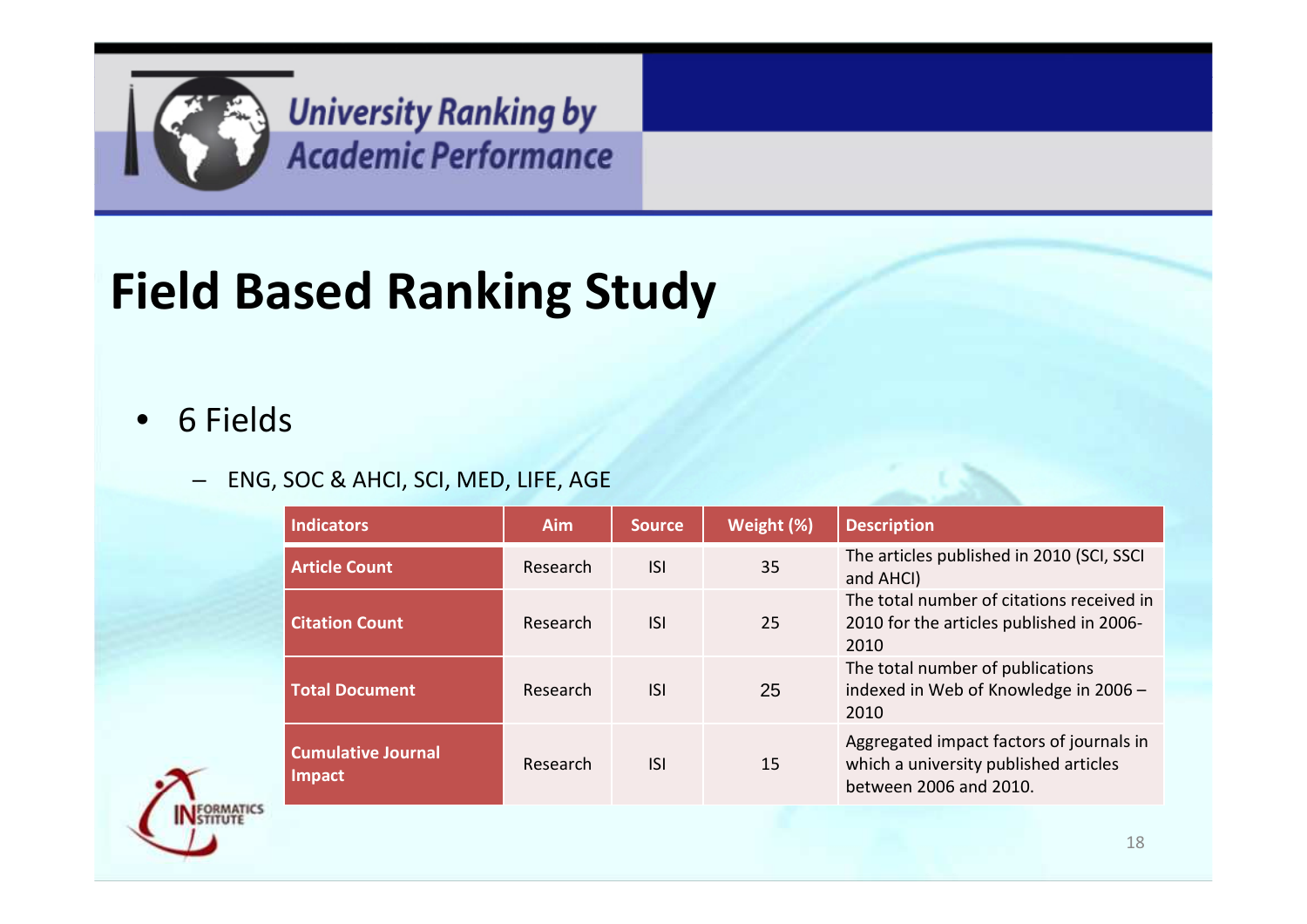# Field Based Ranking Study

- 6 Fields
  - ENG, SOC & AHCI, SCI, MED, LIFE, AGE

| Indicators | Aim | Source | Weight (%) | Description |
|---|---|---|---|---|
| **Article Count** | Research | ISI | 35 | The articles published in 2010 (SCI, SSCI and AHCI) |
| **Citation Count** | Research | ISI | 25 | The total number of citations received in 2010 for the articles published in 2006-2010 |
| **Total Document** | Research | ISI | 25 | The total number of publications indexed in Web of Knowledge in 2006 – 2010 |
| **Cumulative Journal Impact** | Research | ISI | 15 | Aggregated impact factors of journals in which a university published articles between 2006 and 2010. |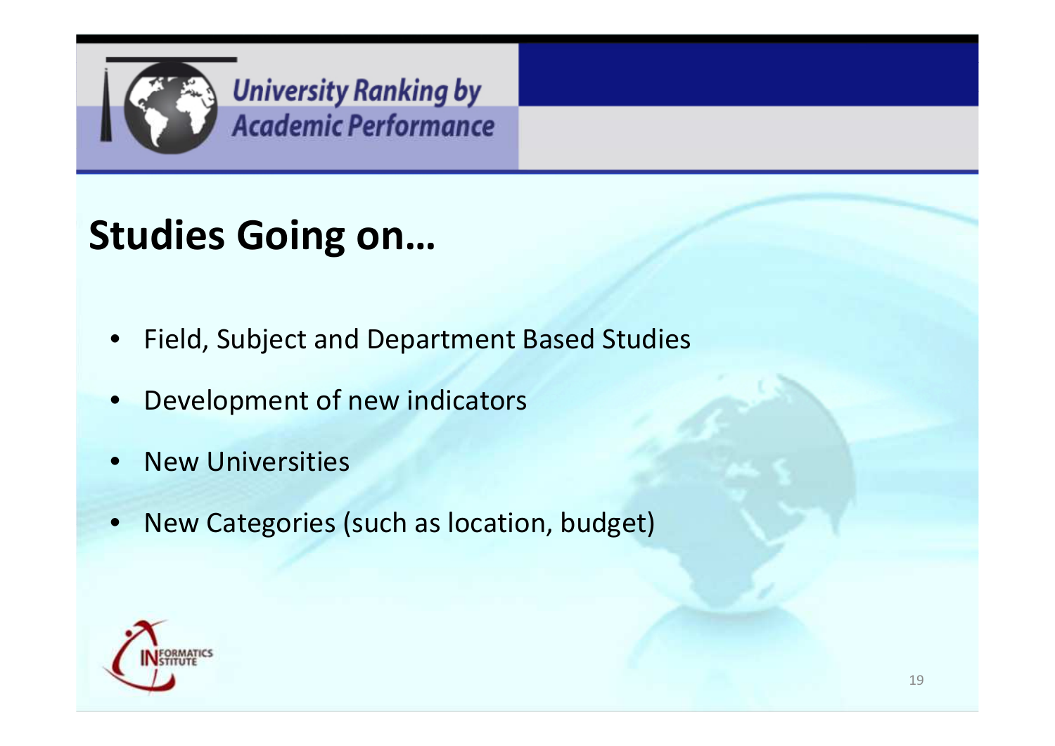## Studies Going on…

- Field, Subject and Department Based Studies
- Development of new indicators
- New Universities
- New Categories (such as location, budget)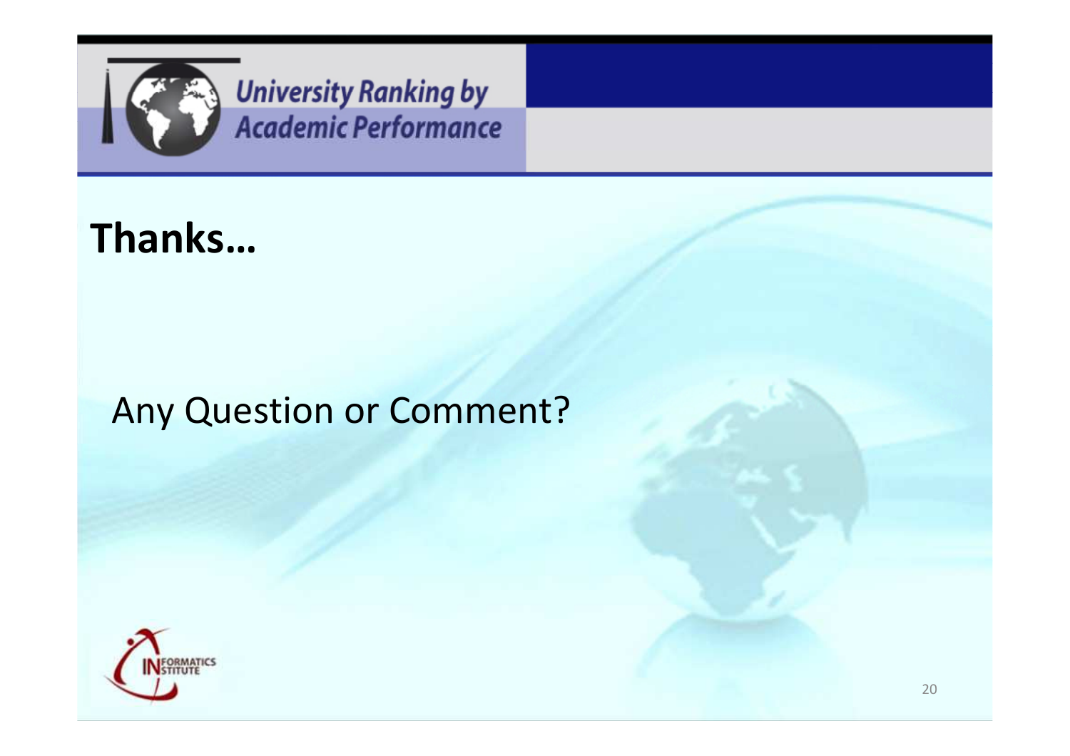University Ranking by Academic Performance

# Thanks…

Any Question or Comment?

INFORMATICS INSTITUTE